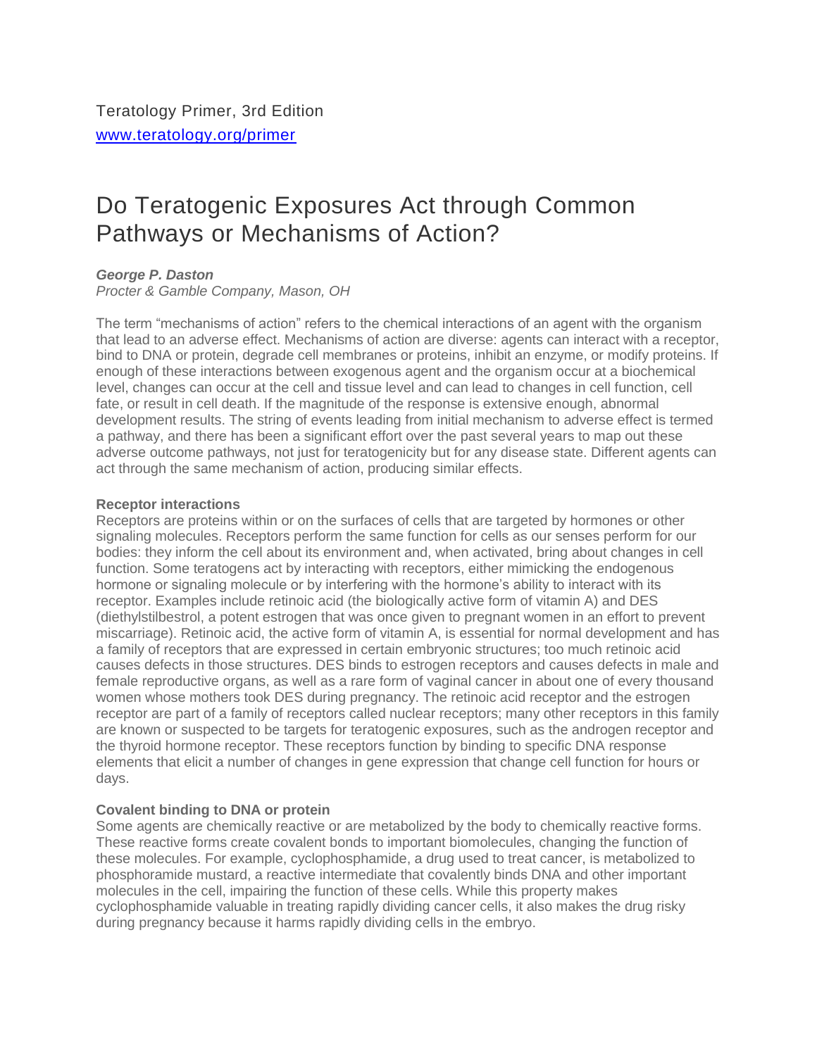Teratology Primer, 3rd Edition
[www.teratology.org/primer](http://www.teratology.org/primer)

# Do Teratogenic Exposures Act through Common Pathways or Mechanisms of Action?

***George P. Daston***
*Procter & Gamble Company, Mason, OH*

The term "mechanisms of action" refers to the chemical interactions of an agent with the organism that lead to an adverse effect. Mechanisms of action are diverse: agents can interact with a receptor, bind to DNA or protein, degrade cell membranes or proteins, inhibit an enzyme, or modify proteins. If enough of these interactions between exogenous agent and the organism occur at a biochemical level, changes can occur at the cell and tissue level and can lead to changes in cell function, cell fate, or result in cell death. If the magnitude of the response is extensive enough, abnormal development results. The string of events leading from initial mechanism to adverse effect is termed a pathway, and there has been a significant effort over the past several years to map out these adverse outcome pathways, not just for teratogenicity but for any disease state. Different agents can act through the same mechanism of action, producing similar effects.

**Receptor interactions**
Receptors are proteins within or on the surfaces of cells that are targeted by hormones or other signaling molecules. Receptors perform the same function for cells as our senses perform for our bodies: they inform the cell about its environment and, when activated, bring about changes in cell function. Some teratogens act by interacting with receptors, either mimicking the endogenous hormone or signaling molecule or by interfering with the hormone's ability to interact with its receptor. Examples include retinoic acid (the biologically active form of vitamin A) and DES (diethylstilbestrol, a potent estrogen that was once given to pregnant women in an effort to prevent miscarriage). Retinoic acid, the active form of vitamin A, is essential for normal development and has a family of receptors that are expressed in certain embryonic structures; too much retinoic acid causes defects in those structures. DES binds to estrogen receptors and causes defects in male and female reproductive organs, as well as a rare form of vaginal cancer in about one of every thousand women whose mothers took DES during pregnancy. The retinoic acid receptor and the estrogen receptor are part of a family of receptors called nuclear receptors; many other receptors in this family are known or suspected to be targets for teratogenic exposures, such as the androgen receptor and the thyroid hormone receptor. These receptors function by binding to specific DNA response elements that elicit a number of changes in gene expression that change cell function for hours or days.

**Covalent binding to DNA or protein**
Some agents are chemically reactive or are metabolized by the body to chemically reactive forms. These reactive forms create covalent bonds to important biomolecules, changing the function of these molecules. For example, cyclophosphamide, a drug used to treat cancer, is metabolized to phosphoramide mustard, a reactive intermediate that covalently binds DNA and other important molecules in the cell, impairing the function of these cells. While this property makes cyclophosphamide valuable in treating rapidly dividing cancer cells, it also makes the drug risky during pregnancy because it harms rapidly dividing cells in the embryo.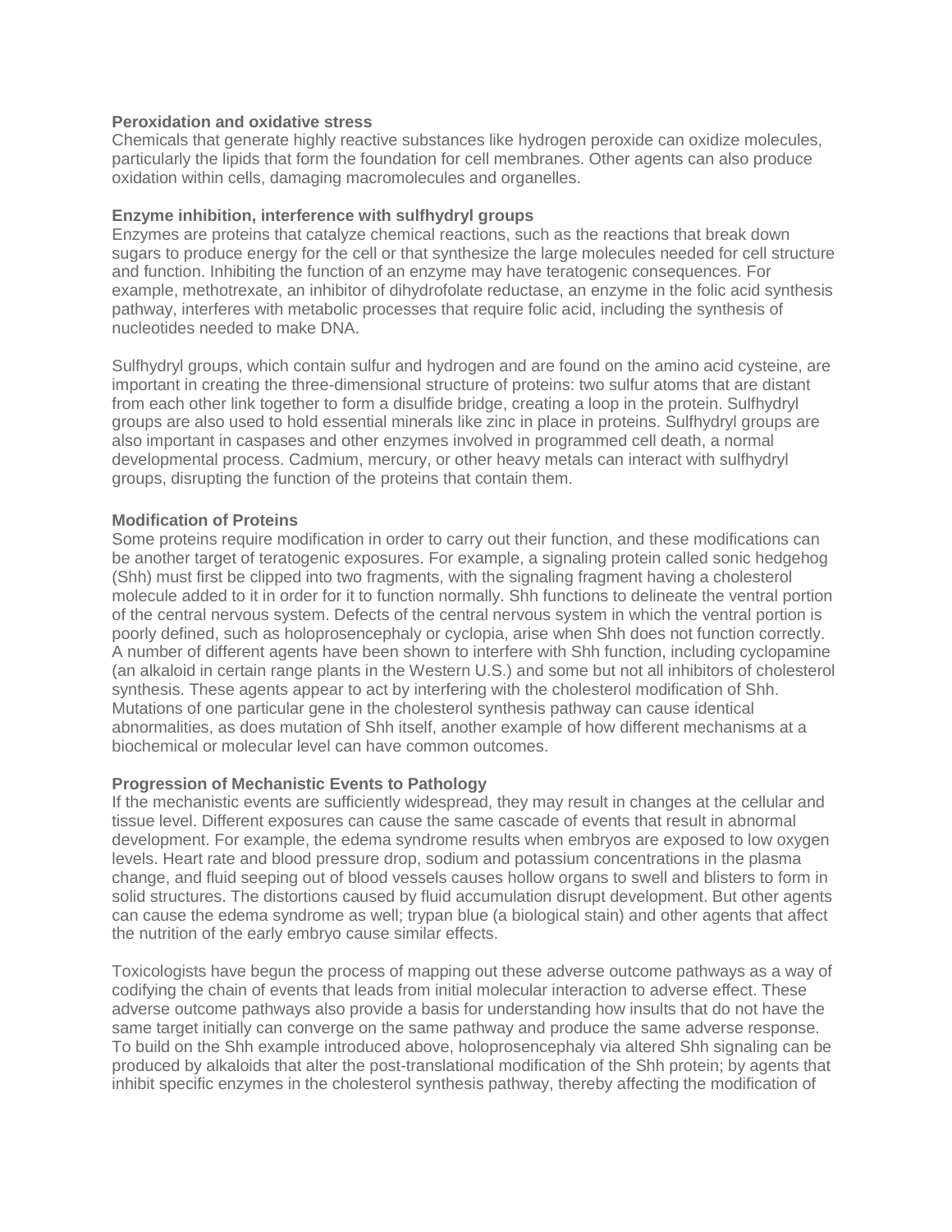**Peroxidation and oxidative stress**
Chemicals that generate highly reactive substances like hydrogen peroxide can oxidize molecules, particularly the lipids that form the foundation for cell membranes. Other agents can also produce oxidation within cells, damaging macromolecules and organelles.

**Enzyme inhibition, interference with sulfhydryl groups**
Enzymes are proteins that catalyze chemical reactions, such as the reactions that break down sugars to produce energy for the cell or that synthesize the large molecules needed for cell structure and function. Inhibiting the function of an enzyme may have teratogenic consequences. For example, methotrexate, an inhibitor of dihydrofolate reductase, an enzyme in the folic acid synthesis pathway, interferes with metabolic processes that require folic acid, including the synthesis of nucleotides needed to make DNA.

Sulfhydryl groups, which contain sulfur and hydrogen and are found on the amino acid cysteine, are important in creating the three-dimensional structure of proteins: two sulfur atoms that are distant from each other link together to form a disulfide bridge, creating a loop in the protein. Sulfhydryl groups are also used to hold essential minerals like zinc in place in proteins. Sulfhydryl groups are also important in caspases and other enzymes involved in programmed cell death, a normal developmental process. Cadmium, mercury, or other heavy metals can interact with sulfhydryl groups, disrupting the function of the proteins that contain them.

**Modification of Proteins**
Some proteins require modification in order to carry out their function, and these modifications can be another target of teratogenic exposures. For example, a signaling protein called sonic hedgehog (Shh) must first be clipped into two fragments, with the signaling fragment having a cholesterol molecule added to it in order for it to function normally. Shh functions to delineate the ventral portion of the central nervous system. Defects of the central nervous system in which the ventral portion is poorly defined, such as holoprosencephaly or cyclopia, arise when Shh does not function correctly. A number of different agents have been shown to interfere with Shh function, including cyclopamine (an alkaloid in certain range plants in the Western U.S.) and some but not all inhibitors of cholesterol synthesis. These agents appear to act by interfering with the cholesterol modification of Shh. Mutations of one particular gene in the cholesterol synthesis pathway can cause identical abnormalities, as does mutation of Shh itself, another example of how different mechanisms at a biochemical or molecular level can have common outcomes.

**Progression of Mechanistic Events to Pathology**
If the mechanistic events are sufficiently widespread, they may result in changes at the cellular and tissue level. Different exposures can cause the same cascade of events that result in abnormal development. For example, the edema syndrome results when embryos are exposed to low oxygen levels. Heart rate and blood pressure drop, sodium and potassium concentrations in the plasma change, and fluid seeping out of blood vessels causes hollow organs to swell and blisters to form in solid structures. The distortions caused by fluid accumulation disrupt development. But other agents can cause the edema syndrome as well; trypan blue (a biological stain) and other agents that affect the nutrition of the early embryo cause similar effects.

Toxicologists have begun the process of mapping out these adverse outcome pathways as a way of codifying the chain of events that leads from initial molecular interaction to adverse effect. These adverse outcome pathways also provide a basis for understanding how insults that do not have the same target initially can converge on the same pathway and produce the same adverse response. To build on the Shh example introduced above, holoprosencephaly via altered Shh signaling can be produced by alkaloids that alter the post-translational modification of the Shh protein; by agents that inhibit specific enzymes in the cholesterol synthesis pathway, thereby affecting the modification of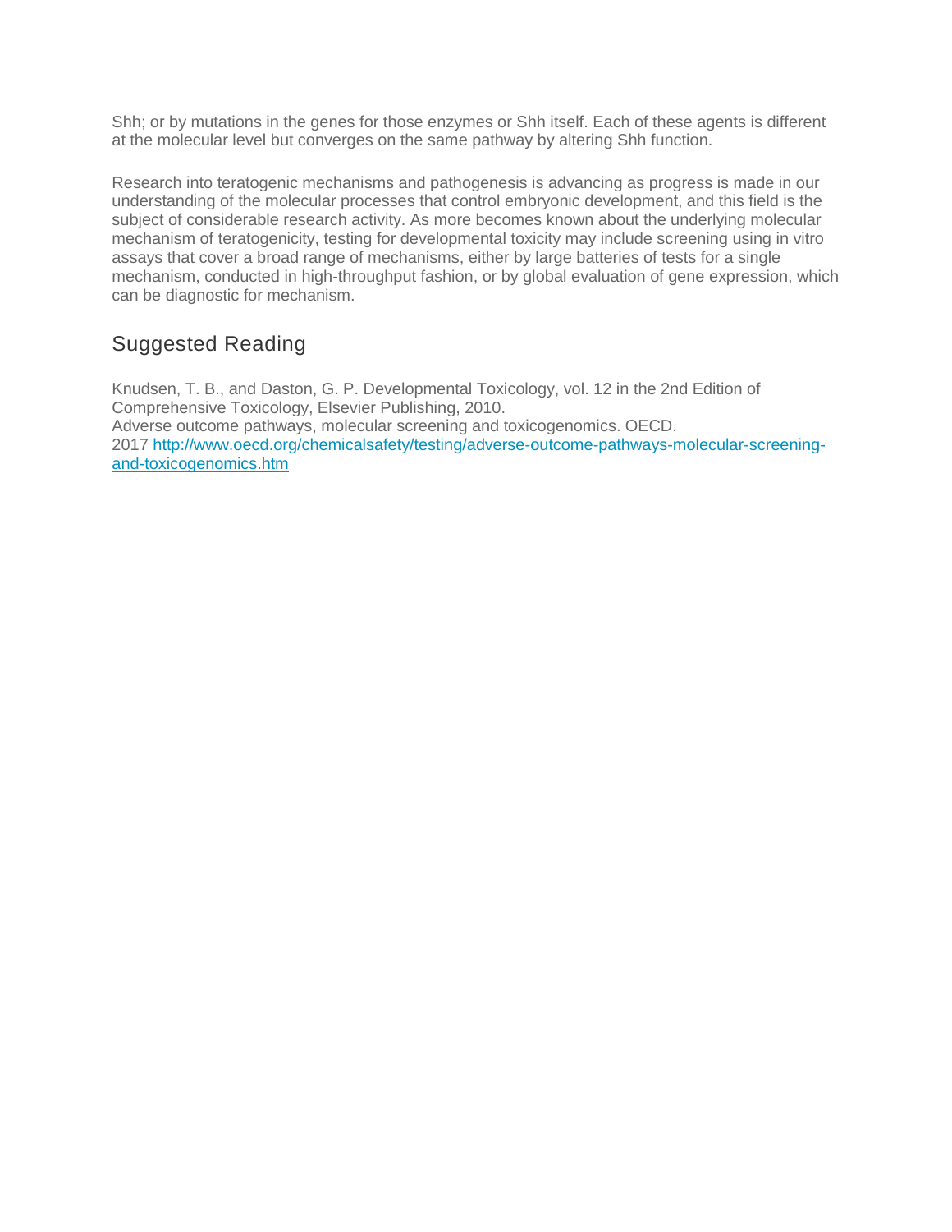Shh; or by mutations in the genes for those enzymes or Shh itself. Each of these agents is different at the molecular level but converges on the same pathway by altering Shh function.

Research into teratogenic mechanisms and pathogenesis is advancing as progress is made in our understanding of the molecular processes that control embryonic development, and this field is the subject of considerable research activity. As more becomes known about the underlying molecular mechanism of teratogenicity, testing for developmental toxicity may include screening using in vitro assays that cover a broad range of mechanisms, either by large batteries of tests for a single mechanism, conducted in high-throughput fashion, or by global evaluation of gene expression, which can be diagnostic for mechanism.

## Suggested Reading

Knudsen, T. B., and Daston, G. P. Developmental Toxicology, vol. 12 in the 2nd Edition of Comprehensive Toxicology, Elsevier Publishing, 2010.
Adverse outcome pathways, molecular screening and toxicogenomics. OECD. 2017 [http://www.oecd.org/chemicalsafety/testing/adverse-outcome-pathways-molecular-screening-and-toxicogenomics.htm](http://www.oecd.org/chemicalsafety/testing/adverse-outcome-pathways-molecular-screening-and-toxicogenomics.htm)